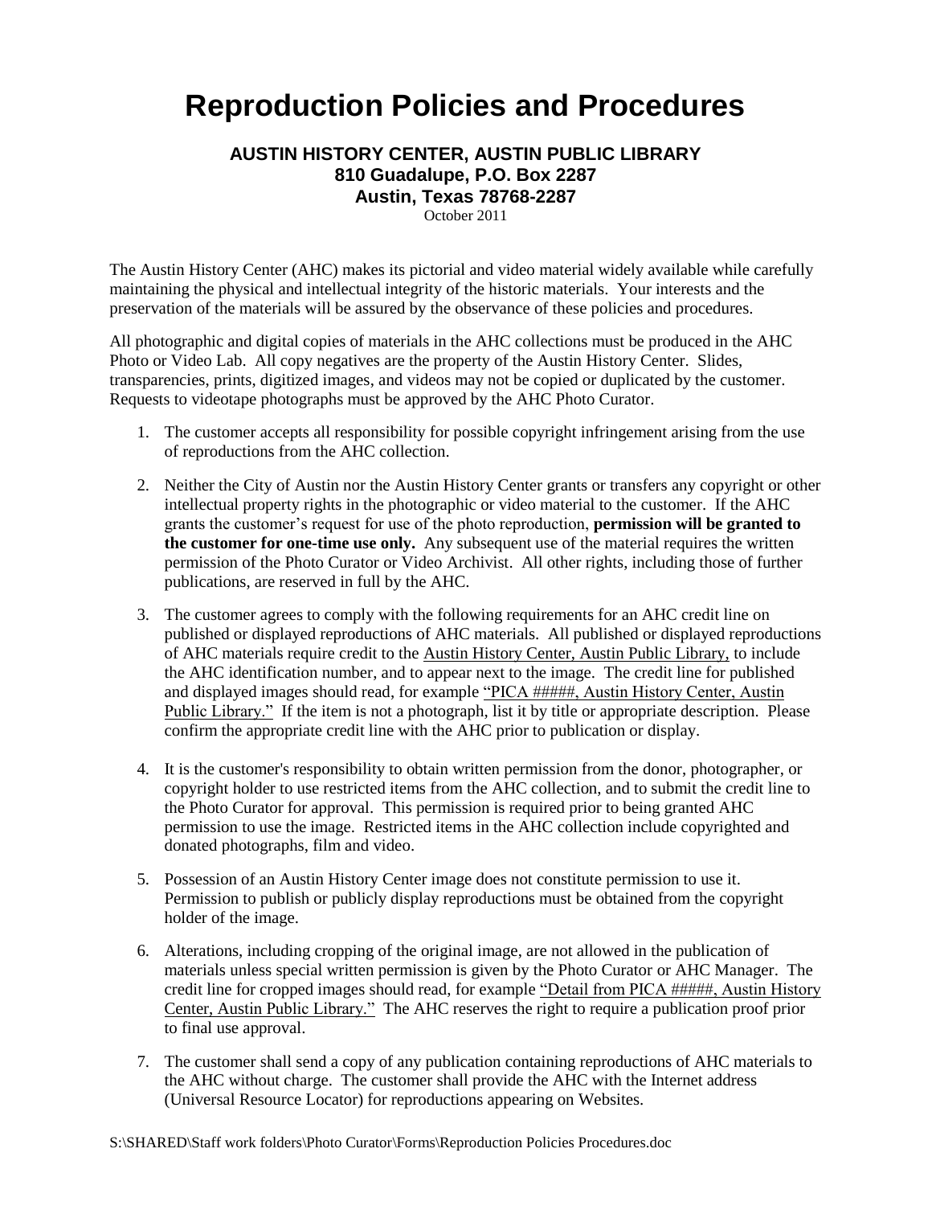# Reproduction Policies and Procedures

**AUSTIN HISTORY CENTER, AUSTIN PUBLIC LIBRARY**
**810 Guadalupe, P.O. Box 2287**
**Austin, Texas 78768-2287**
October 2011

The Austin History Center (AHC) makes its pictorial and video material widely available while carefully maintaining the physical and intellectual integrity of the historic materials. Your interests and the preservation of the materials will be assured by the observance of these policies and procedures.

All photographic and digital copies of materials in the AHC collections must be produced in the AHC Photo or Video Lab. All copy negatives are the property of the Austin History Center. Slides, transparencies, prints, digitized images, and videos may not be copied or duplicated by the customer. Requests to videotape photographs must be approved by the AHC Photo Curator.

1. The customer accepts all responsibility for possible copyright infringement arising from the use of reproductions from the AHC collection.

2. Neither the City of Austin nor the Austin History Center grants or transfers any copyright or other intellectual property rights in the photographic or video material to the customer. If the AHC grants the customer's request for use of the photo reproduction, **permission will be granted to the customer for one-time use only.** Any subsequent use of the material requires the written permission of the Photo Curator or Video Archivist. All other rights, including those of further publications, are reserved in full by the AHC.

3. The customer agrees to comply with the following requirements for an AHC credit line on published or displayed reproductions of AHC materials. All published or displayed reproductions of AHC materials require credit to the Austin History Center, Austin Public Library, to include the AHC identification number, and to appear next to the image. The credit line for published and displayed images should read, for example "PICA #####, Austin History Center, Austin Public Library." If the item is not a photograph, list it by title or appropriate description. Please confirm the appropriate credit line with the AHC prior to publication or display.

4. It is the customer's responsibility to obtain written permission from the donor, photographer, or copyright holder to use restricted items from the AHC collection, and to submit the credit line to the Photo Curator for approval. This permission is required prior to being granted AHC permission to use the image. Restricted items in the AHC collection include copyrighted and donated photographs, film and video.

5. Possession of an Austin History Center image does not constitute permission to use it. Permission to publish or publicly display reproductions must be obtained from the copyright holder of the image.

6. Alterations, including cropping of the original image, are not allowed in the publication of materials unless special written permission is given by the Photo Curator or AHC Manager. The credit line for cropped images should read, for example "Detail from PICA #####, Austin History Center, Austin Public Library." The AHC reserves the right to require a publication proof prior to final use approval.

7. The customer shall send a copy of any publication containing reproductions of AHC materials to the AHC without charge. The customer shall provide the AHC with the Internet address (Universal Resource Locator) for reproductions appearing on Websites.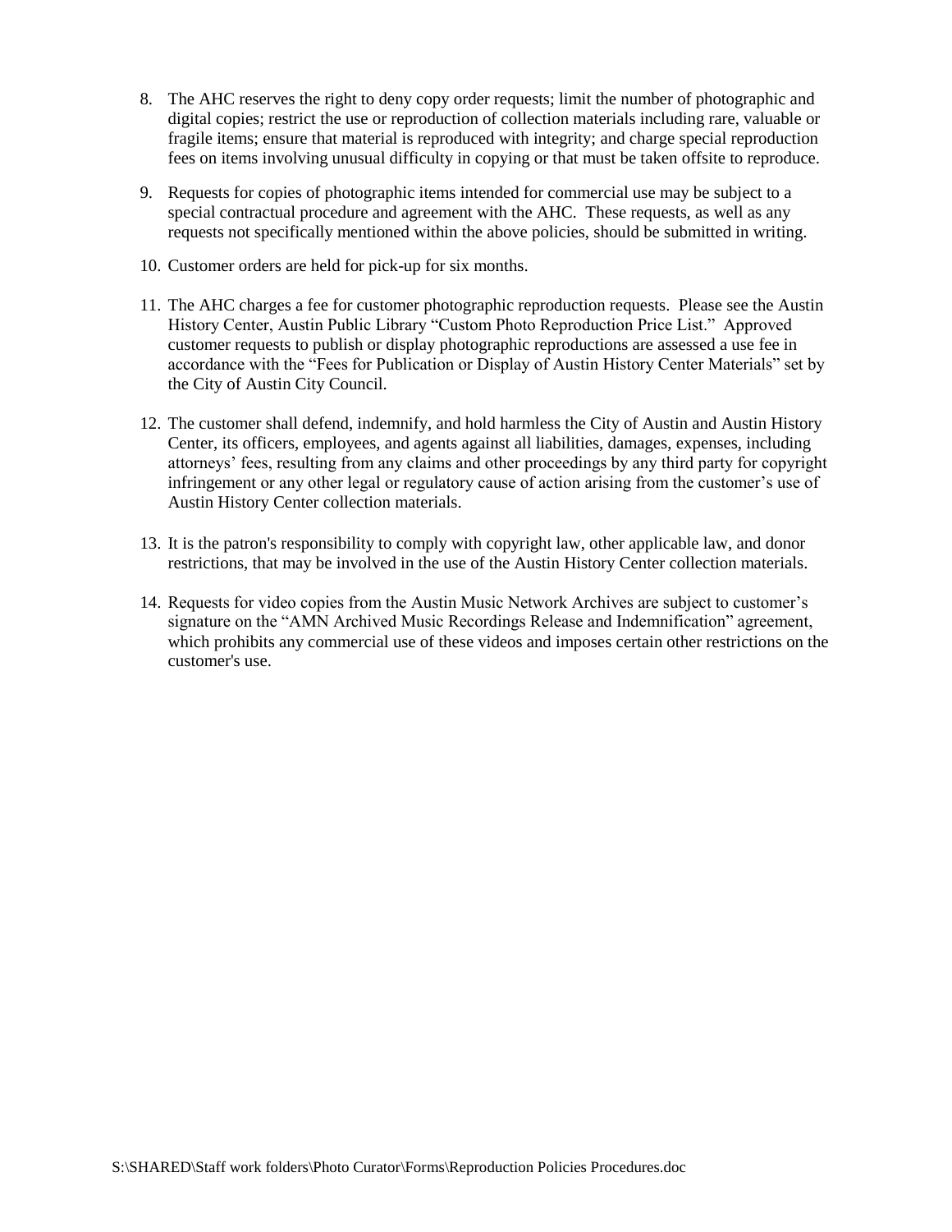8. The AHC reserves the right to deny copy order requests; limit the number of photographic and digital copies; restrict the use or reproduction of collection materials including rare, valuable or fragile items; ensure that material is reproduced with integrity; and charge special reproduction fees on items involving unusual difficulty in copying or that must be taken offsite to reproduce.

9. Requests for copies of photographic items intended for commercial use may be subject to a special contractual procedure and agreement with the AHC. These requests, as well as any requests not specifically mentioned within the above policies, should be submitted in writing.

10. Customer orders are held for pick-up for six months.

11. The AHC charges a fee for customer photographic reproduction requests. Please see the Austin History Center, Austin Public Library "Custom Photo Reproduction Price List." Approved customer requests to publish or display photographic reproductions are assessed a use fee in accordance with the "Fees for Publication or Display of Austin History Center Materials" set by the City of Austin City Council.

12. The customer shall defend, indemnify, and hold harmless the City of Austin and Austin History Center, its officers, employees, and agents against all liabilities, damages, expenses, including attorneys' fees, resulting from any claims and other proceedings by any third party for copyright infringement or any other legal or regulatory cause of action arising from the customer's use of Austin History Center collection materials.

13. It is the patron's responsibility to comply with copyright law, other applicable law, and donor restrictions, that may be involved in the use of the Austin History Center collection materials.

14. Requests for video copies from the Austin Music Network Archives are subject to customer's signature on the "AMN Archived Music Recordings Release and Indemnification" agreement, which prohibits any commercial use of these videos and imposes certain other restrictions on the customer's use.

S:\SHARED\Staff work folders\Photo Curator\Forms\Reproduction Policies Procedures.doc